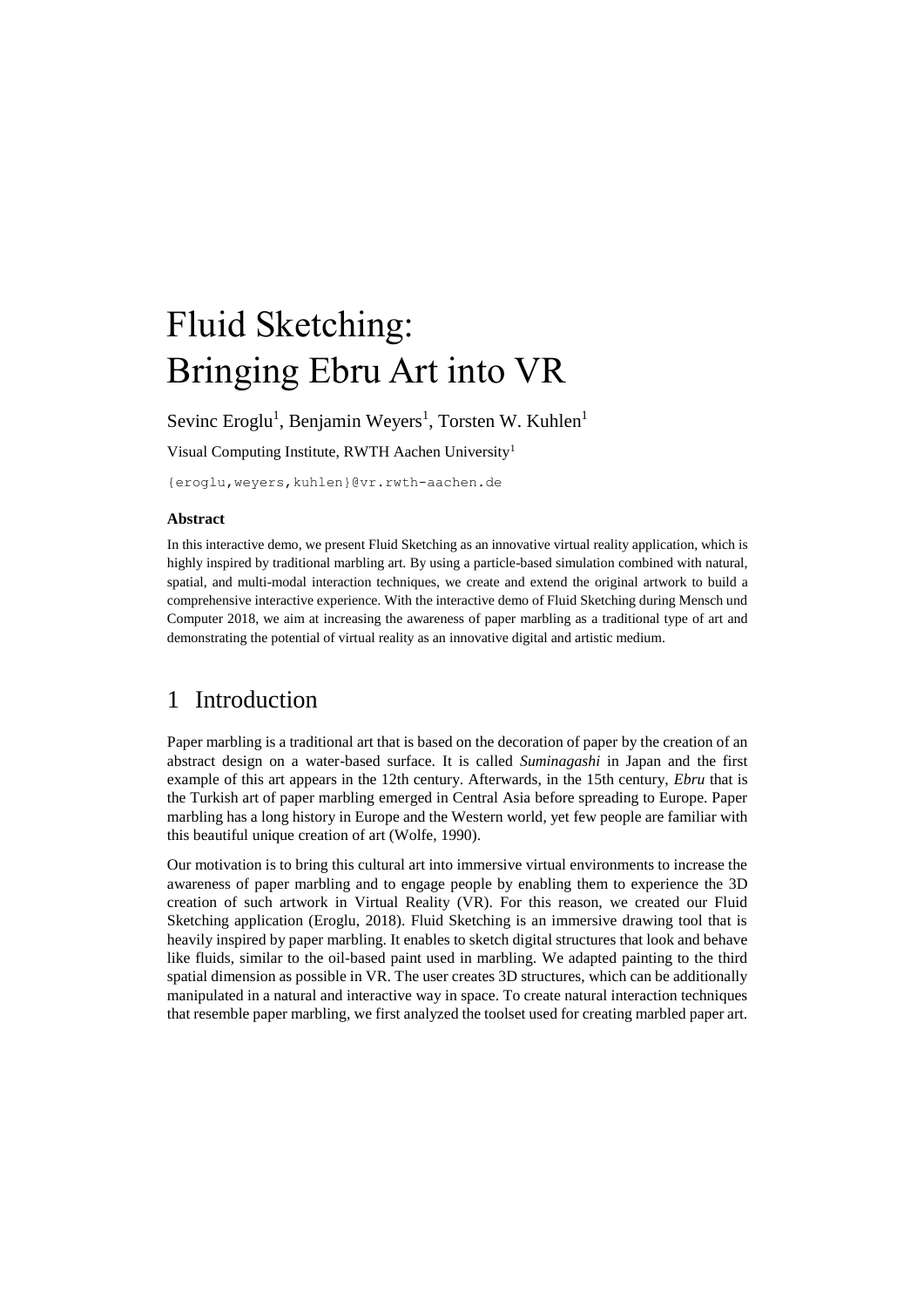# Fluid Sketching: Bringing Ebru Art into VR

Sevinc Eroglu[1], Benjamin Weyers[1], Torsten W. Kuhlen[1]

Visual Computing Institute, RWTH Aachen University[1]

{eroglu,weyers,kuhlen}@vr.rwth-aachen.de

**Abstract**

In this interactive demo, we present Fluid Sketching as an innovative virtual reality application, which is highly inspired by traditional marbling art. By using a particle-based simulation combined with natural, spatial, and multi-modal interaction techniques, we create and extend the original artwork to build a comprehensive interactive experience. With the interactive demo of Fluid Sketching during Mensch und Computer 2018, we aim at increasing the awareness of paper marbling as a traditional type of art and demonstrating the potential of virtual reality as an innovative digital and artistic medium.

## 1 Introduction

Paper marbling is a traditional art that is based on the decoration of paper by the creation of an abstract design on a water-based surface. It is called *Suminagashi* in Japan and the first example of this art appears in the 12th century. Afterwards, in the 15th century, *Ebru* that is the Turkish art of paper marbling emerged in Central Asia before spreading to Europe. Paper marbling has a long history in Europe and the Western world, yet few people are familiar with this beautiful unique creation of art (Wolfe, 1990).

Our motivation is to bring this cultural art into immersive virtual environments to increase the awareness of paper marbling and to engage people by enabling them to experience the 3D creation of such artwork in Virtual Reality (VR). For this reason, we created our Fluid Sketching application (Eroglu, 2018). Fluid Sketching is an immersive drawing tool that is heavily inspired by paper marbling. It enables to sketch digital structures that look and behave like fluids, similar to the oil-based paint used in marbling. We adapted painting to the third spatial dimension as possible in VR. The user creates 3D structures, which can be additionally manipulated in a natural and interactive way in space. To create natural interaction techniques that resemble paper marbling, we first analyzed the toolset used for creating marbled paper art.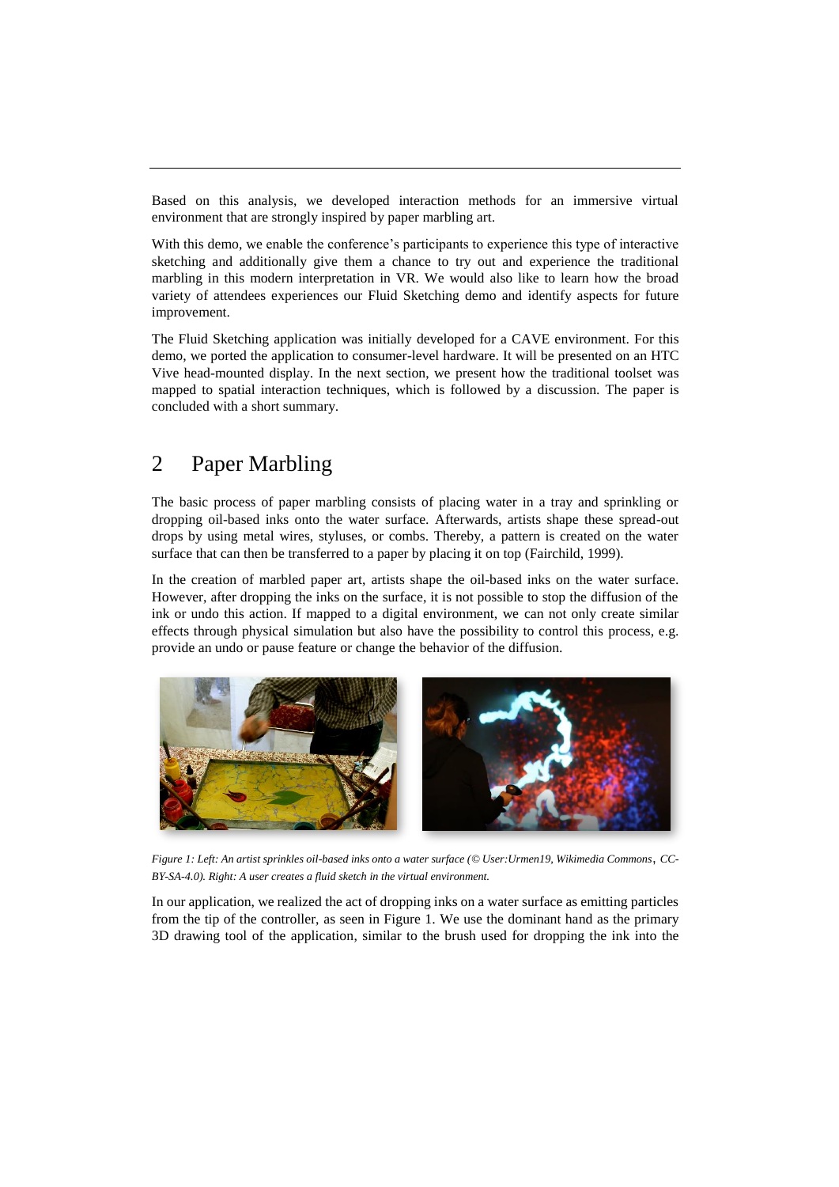Based on this analysis, we developed interaction methods for an immersive virtual environment that are strongly inspired by paper marbling art.

With this demo, we enable the conference's participants to experience this type of interactive sketching and additionally give them a chance to try out and experience the traditional marbling in this modern interpretation in VR. We would also like to learn how the broad variety of attendees experiences our Fluid Sketching demo and identify aspects for future improvement.

The Fluid Sketching application was initially developed for a CAVE environment. For this demo, we ported the application to consumer-level hardware. It will be presented on an HTC Vive head-mounted display. In the next section, we present how the traditional toolset was mapped to spatial interaction techniques, which is followed by a discussion. The paper is concluded with a short summary.

## 2 Paper Marbling

The basic process of paper marbling consists of placing water in a tray and sprinkling or dropping oil-based inks onto the water surface. Afterwards, artists shape these spread-out drops by using metal wires, styluses, or combs. Thereby, a pattern is created on the water surface that can then be transferred to a paper by placing it on top (Fairchild, 1999).

In the creation of marbled paper art, artists shape the oil-based inks on the water surface. However, after dropping the inks on the surface, it is not possible to stop the diffusion of the ink or undo this action. If mapped to a digital environment, we can not only create similar effects through physical simulation but also have the possibility to control this process, e.g. provide an undo or pause feature or change the behavior of the diffusion.

*Figure 1: Left: An artist sprinkles oil-based inks onto a water surface (© User:Urmen19, Wikimedia Commons, CC-BY-SA-4.0). Right: A user creates a fluid sketch in the virtual environment.*

In our application, we realized the act of dropping inks on a water surface as emitting particles from the tip of the controller, as seen in Figure 1. We use the dominant hand as the primary 3D drawing tool of the application, similar to the brush used for dropping the ink into the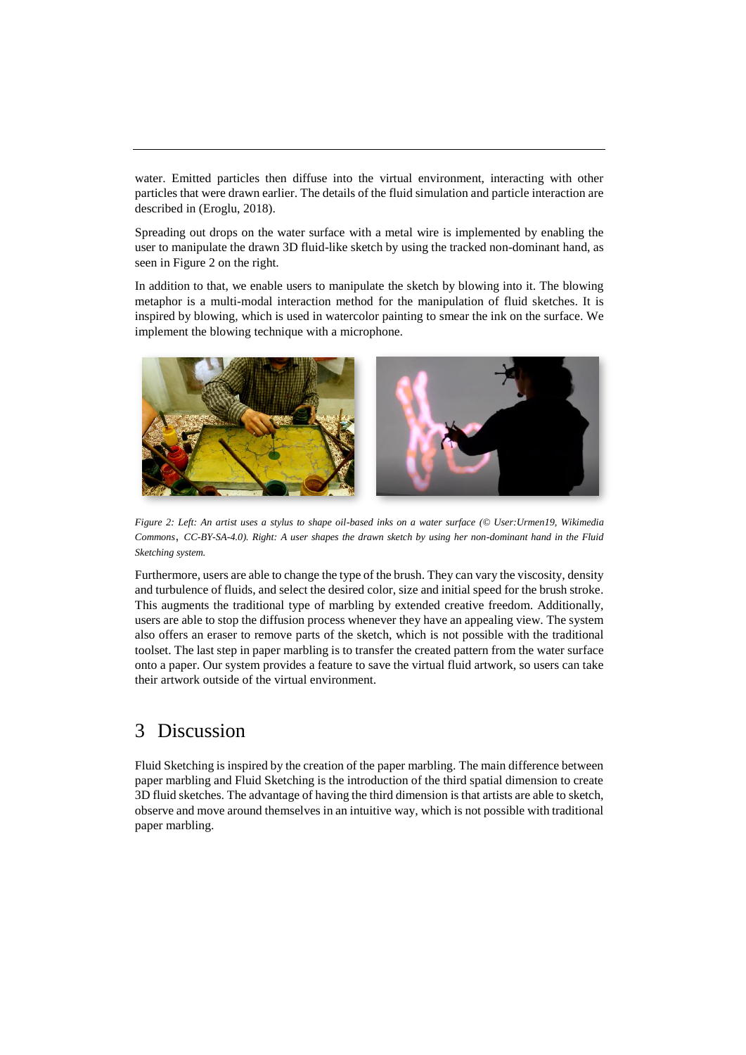water. Emitted particles then diffuse into the virtual environment, interacting with other particles that were drawn earlier. The details of the fluid simulation and particle interaction are described in (Eroglu, 2018).

Spreading out drops on the water surface with a metal wire is implemented by enabling the user to manipulate the drawn 3D fluid-like sketch by using the tracked non-dominant hand, as seen in Figure 2 on the right.

In addition to that, we enable users to manipulate the sketch by blowing into it. The blowing metaphor is a multi-modal interaction method for the manipulation of fluid sketches. It is inspired by blowing, which is used in watercolor painting to smear the ink on the surface. We implement the blowing technique with a microphone.

*Figure 2: Left: An artist uses a stylus to shape oil-based inks on a water surface (© User:Urmen19, Wikimedia Commons, CC-BY-SA-4.0). Right: A user shapes the drawn sketch by using her non-dominant hand in the Fluid Sketching system.*

Furthermore, users are able to change the type of the brush. They can vary the viscosity, density and turbulence of fluids, and select the desired color, size and initial speed for the brush stroke. This augments the traditional type of marbling by extended creative freedom. Additionally, users are able to stop the diffusion process whenever they have an appealing view. The system also offers an eraser to remove parts of the sketch, which is not possible with the traditional toolset. The last step in paper marbling is to transfer the created pattern from the water surface onto a paper. Our system provides a feature to save the virtual fluid artwork, so users can take their artwork outside of the virtual environment.

# 3 Discussion

Fluid Sketching is inspired by the creation of the paper marbling. The main difference between paper marbling and Fluid Sketching is the introduction of the third spatial dimension to create 3D fluid sketches. The advantage of having the third dimension is that artists are able to sketch, observe and move around themselves in an intuitive way, which is not possible with traditional paper marbling.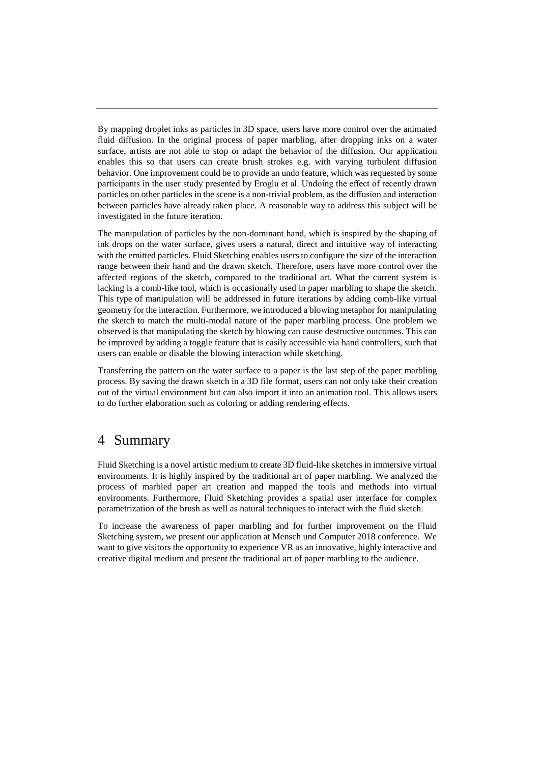By mapping droplet inks as particles in 3D space, users have more control over the animated fluid diffusion. In the original process of paper marbling, after dropping inks on a water surface, artists are not able to stop or adapt the behavior of the diffusion. Our application enables this so that users can create brush strokes e.g. with varying turbulent diffusion behavior. One improvement could be to provide an undo feature, which was requested by some participants in the user study presented by Eroglu et al. Undoing the effect of recently drawn particles on other particles in the scene is a non-trivial problem, as the diffusion and interaction between particles have already taken place. A reasonable way to address this subject will be investigated in the future iteration.

The manipulation of particles by the non-dominant hand, which is inspired by the shaping of ink drops on the water surface, gives users a natural, direct and intuitive way of interacting with the emitted particles. Fluid Sketching enables users to configure the size of the interaction range between their hand and the drawn sketch. Therefore, users have more control over the affected regions of the sketch, compared to the traditional art. What the current system is lacking is a comb-like tool, which is occasionally used in paper marbling to shape the sketch. This type of manipulation will be addressed in future iterations by adding comb-like virtual geometry for the interaction. Furthermore, we introduced a blowing metaphor for manipulating the sketch to match the multi-modal nature of the paper marbling process. One problem we observed is that manipulating the sketch by blowing can cause destructive outcomes. This can be improved by adding a toggle feature that is easily accessible via hand controllers, such that users can enable or disable the blowing interaction while sketching.

Transferring the pattern on the water surface to a paper is the last step of the paper marbling process. By saving the drawn sketch in a 3D file format, users can not only take their creation out of the virtual environment but can also import it into an animation tool. This allows users to do further elaboration such as coloring or adding rendering effects.

# 4 Summary

Fluid Sketching is a novel artistic medium to create 3D fluid-like sketches in immersive virtual environments. It is highly inspired by the traditional art of paper marbling. We analyzed the process of marbled paper art creation and mapped the tools and methods into virtual environments. Furthermore, Fluid Sketching provides a spatial user interface for complex parametrization of the brush as well as natural techniques to interact with the fluid sketch.

To increase the awareness of paper marbling and for further improvement on the Fluid Sketching system, we present our application at Mensch und Computer 2018 conference. We want to give visitors the opportunity to experience VR as an innovative, highly interactive and creative digital medium and present the traditional art of paper marbling to the audience.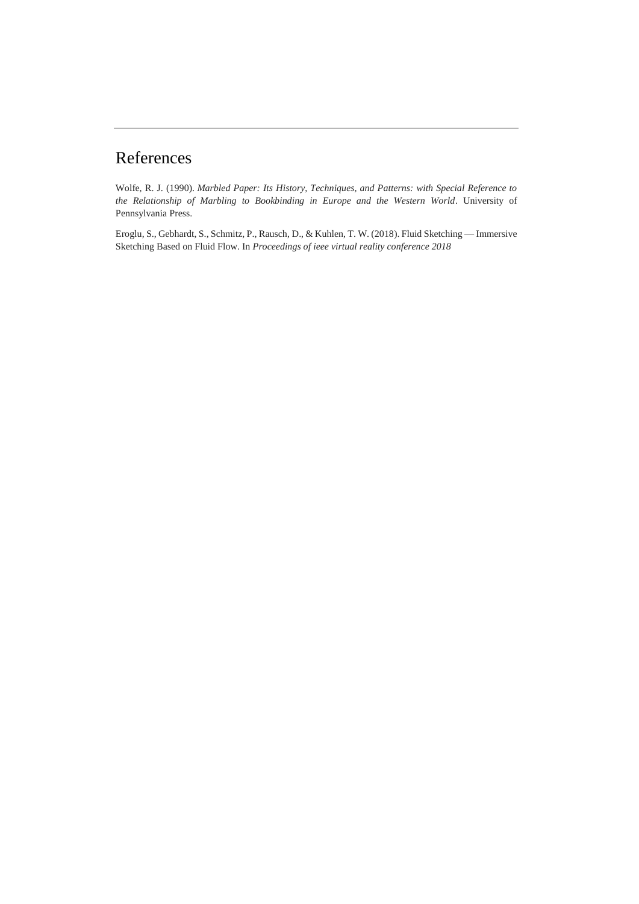## References

Wolfe, R. J. (1990). *Marbled Paper: Its History, Techniques, and Patterns: with Special Reference to the Relationship of Marbling to Bookbinding in Europe and the Western World*. University of Pennsylvania Press.

Eroglu, S., Gebhardt, S., Schmitz, P., Rausch, D., & Kuhlen, T. W. (2018). Fluid Sketching — Immersive Sketching Based on Fluid Flow. In *Proceedings of ieee virtual reality conference 2018*